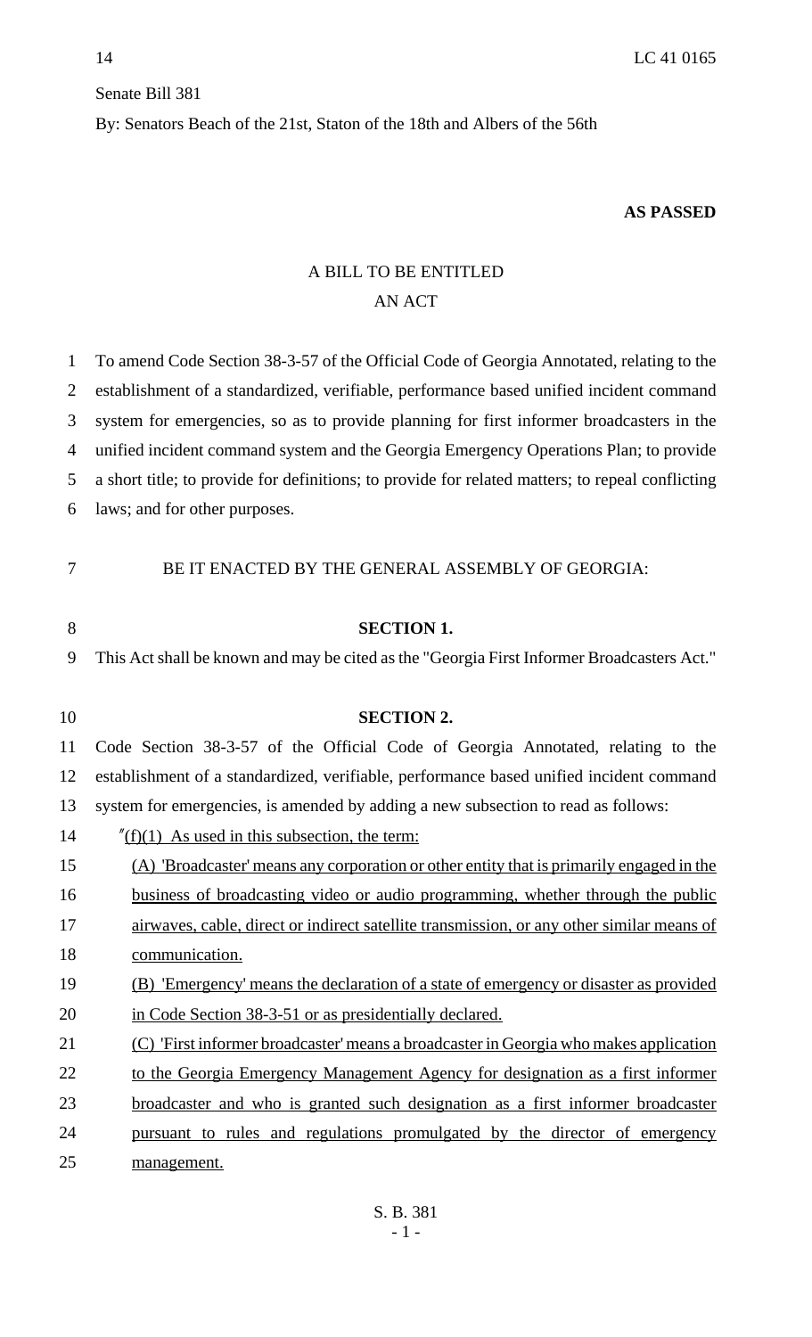14 LC 41 0165

Senate Bill 381

By: Senators Beach of the 21st, Staton of the 18th and Albers of the 56th

**AS PASSED**

A BILL TO BE ENTITLED

AN ACT

To amend Code Section 38-3-57 of the Official Code of Georgia Annotated, relating to the establishment of a standardized, verifiable, performance based unified incident command system for emergencies, so as to provide planning for first informer broadcasters in the unified incident command system and the Georgia Emergency Operations Plan; to provide a short title; to provide for definitions; to provide for related matters; to repeal conflicting laws; and for other purposes.

BE IT ENACTED BY THE GENERAL ASSEMBLY OF GEORGIA:

**SECTION 1.**

This Act shall be known and may be cited as the "Georgia First Informer Broadcasters Act."

**SECTION 2.**

Code Section 38-3-57 of the Official Code of Georgia Annotated, relating to the establishment of a standardized, verifiable, performance based unified incident command system for emergencies, is amended by adding a new subsection to read as follows:

"(f)(1) As used in this subsection, the term:

(A) 'Broadcaster' means any corporation or other entity that is primarily engaged in the business of broadcasting video or audio programming, whether through the public airwaves, cable, direct or indirect satellite transmission, or any other similar means of communication.

(B) 'Emergency' means the declaration of a state of emergency or disaster as provided in Code Section 38-3-51 or as presidentially declared.

(C) 'First informer broadcaster' means a broadcaster in Georgia who makes application to the Georgia Emergency Management Agency for designation as a first informer broadcaster and who is granted such designation as a first informer broadcaster pursuant to rules and regulations promulgated by the director of emergency management.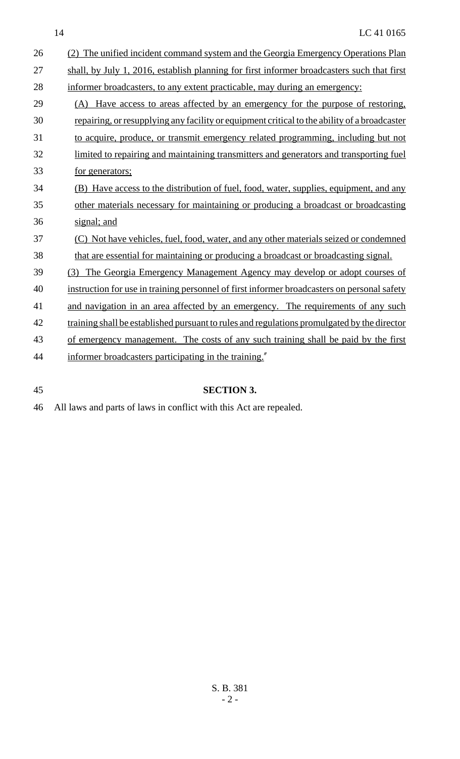(2) The unified incident command system and the Georgia Emergency Operations Plan shall, by July 1, 2016, establish planning for first informer broadcasters such that first informer broadcasters, to any extent practicable, may during an emergency:

(A) Have access to areas affected by an emergency for the purpose of restoring, repairing, or resupplying any facility or equipment critical to the ability of a broadcaster to acquire, produce, or transmit emergency related programming, including but not limited to repairing and maintaining transmitters and generators and transporting fuel for generators;

(B) Have access to the distribution of fuel, food, water, supplies, equipment, and any other materials necessary for maintaining or producing a broadcast or broadcasting signal; and

(C) Not have vehicles, fuel, food, water, and any other materials seized or condemned that are essential for maintaining or producing a broadcast or broadcasting signal.

(3) The Georgia Emergency Management Agency may develop or adopt courses of instruction for use in training personnel of first informer broadcasters on personal safety and navigation in an area affected by an emergency. The requirements of any such training shall be established pursuant to rules and regulations promulgated by the director of emergency management. The costs of any such training shall be paid by the first informer broadcasters participating in the training."

## SECTION 3.

All laws and parts of laws in conflict with this Act are repealed.